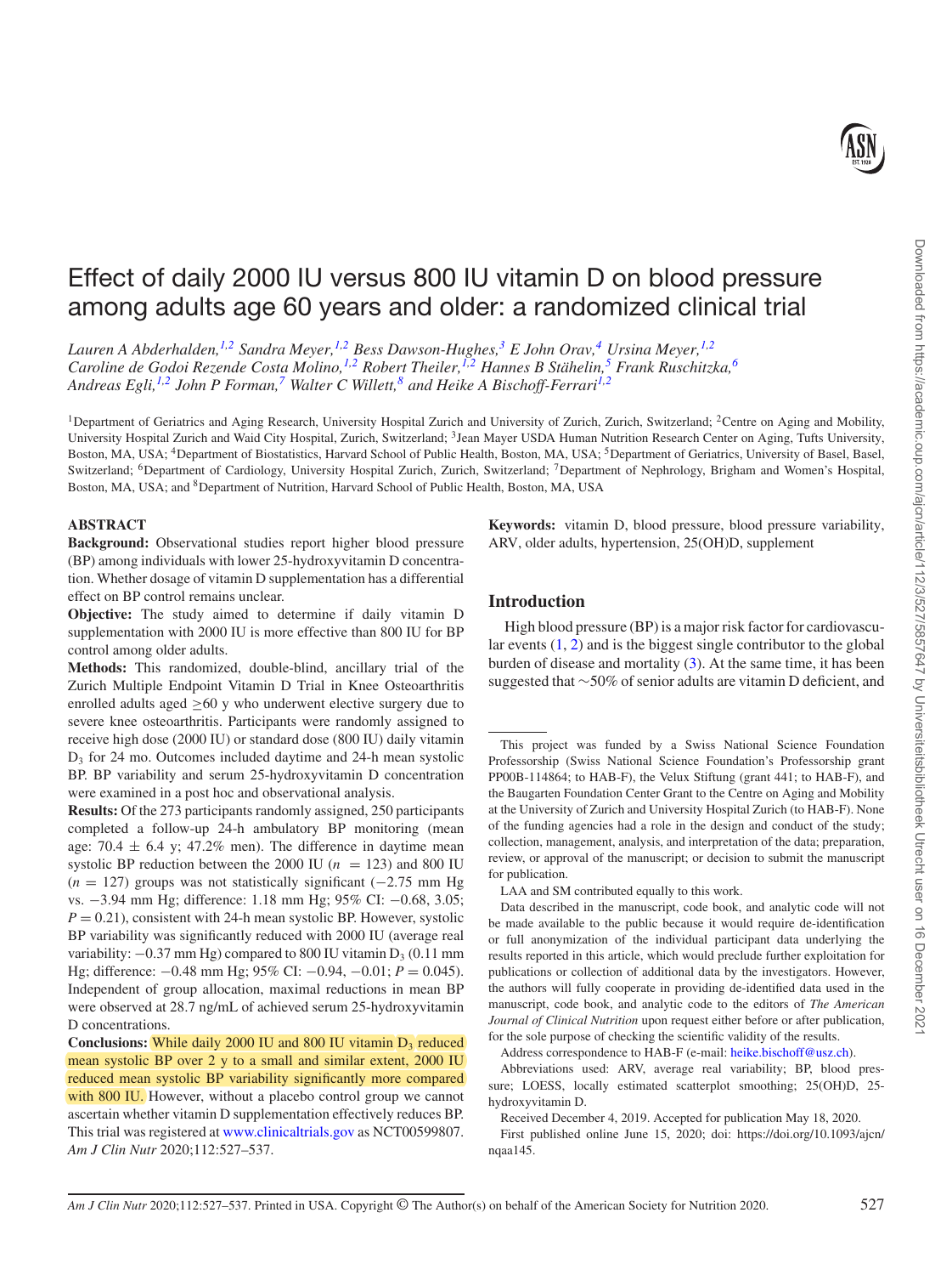# Effect of daily 2000 IU versus 800 IU vitamin D on blood pressure among adults age 60 years and older: a randomized clinical trial

*Lauren A Abderhalden,[1,2] Sandra Meyer,[1,2] Bess Dawson-Hughes,[3] E John Orav,[4] Ursina Meyer,[1,2] Caroline de Godoi Rezende Costa Molino,[1,2] Robert Theiler,[1,2] Hannes B Stähelin,[5] Frank Ruschitzka,[6] Andreas Egli,[1,2] John P Forman,[7] Walter C Willett,[8] and Heike A Bischoff-Ferrari[1,2]*

[1]Department of Geriatrics and Aging Research, University Hospital Zurich and University of Zurich, Zurich, Switzerland; [2]Centre on Aging and Mobility, University Hospital Zurich and Waid City Hospital, Zurich, Switzerland; [3]Jean Mayer USDA Human Nutrition Research Center on Aging, Tufts University, Boston, MA, USA; [4]Department of Biostatistics, Harvard School of Public Health, Boston, MA, USA; [5]Department of Geriatrics, University of Basel, Basel, Switzerland; [6]Department of Cardiology, University Hospital Zurich, Zurich, Switzerland; [7]Department of Nephrology, Brigham and Women's Hospital, Boston, MA, USA; and [8]Department of Nutrition, Harvard School of Public Health, Boston, MA, USA

## ABSTRACT

**Background:** Observational studies report higher blood pressure (BP) among individuals with lower 25-hydroxyvitamin D concentration. Whether dosage of vitamin D supplementation has a differential effect on BP control remains unclear.

**Objective:** The study aimed to determine if daily vitamin D supplementation with 2000 IU is more effective than 800 IU for BP control among older adults.

**Methods:** This randomized, double-blind, ancillary trial of the Zurich Multiple Endpoint Vitamin D Trial in Knee Osteoarthritis enrolled adults aged ≥60 y who underwent elective surgery due to severe knee osteoarthritis. Participants were randomly assigned to receive high dose (2000 IU) or standard dose (800 IU) daily vitamin $D_3$ for 24 mo. Outcomes included daytime and 24-h mean systolic BP. BP variability and serum 25-hydroxyvitamin D concentration were examined in a post hoc and observational analysis.

**Results:** Of the 273 participants randomly assigned, 250 participants completed a follow-up 24-h ambulatory BP monitoring (mean age: 70.4 ± 6.4 y; 47.2% men). The difference in daytime mean systolic BP reduction between the 2000 IU ($n = 123$) and 800 IU ($n = 127$) groups was not statistically significant (−2.75 mm Hg vs. −3.94 mm Hg; difference: 1.18 mm Hg; 95% CI: −0.68, 3.05; $P = 0.21$), consistent with 24-h mean systolic BP. However, systolic BP variability was significantly reduced with 2000 IU (average real variability: −0.37 mm Hg) compared to 800 IU vitamin $D_3$ (0.11 mm Hg; difference: −0.48 mm Hg; 95% CI: −0.94, −0.01; $P = 0.045$). Independent of group allocation, maximal reductions in mean BP were observed at 28.7 ng/mL of achieved serum 25-hydroxyvitamin D concentrations.

**Conclusions:** While daily 2000 IU and 800 IU vitamin $D_3$ reduced mean systolic BP over 2 y to a small and similar extent, 2000 IU reduced mean systolic BP variability significantly more compared with 800 IU. However, without a placebo control group we cannot ascertain whether vitamin D supplementation effectively reduces BP. This trial was registered at www.clinicaltrials.gov as NCT00599807. *Am J Clin Nutr* 2020;112:527–537.

**Keywords:** vitamin D, blood pressure, blood pressure variability, ARV, older adults, hypertension, 25(OH)D, supplement

## Introduction

High blood pressure (BP) is a major risk factor for cardiovascular events (1, 2) and is the biggest single contributor to the global burden of disease and mortality (3). At the same time, it has been suggested that ~50% of senior adults are vitamin D deficient, and

---

This project was funded by a Swiss National Science Foundation Professorship (Swiss National Science Foundation's Professorship grant PP00B-114864; to HAB-F), the Velux Stiftung (grant 441; to HAB-F), and the Baugarten Foundation Center Grant to the Centre on Aging and Mobility at the University of Zurich and University Hospital Zurich (to HAB-F). None of the funding agencies had a role in the design and conduct of the study; collection, management, analysis, and interpretation of the data; preparation, review, or approval of the manuscript; or decision to submit the manuscript for publication.

LAA and SM contributed equally to this work.

Data described in the manuscript, code book, and analytic code will not be made available to the public because it would require de-identification or full anonymization of the individual participant data underlying the results reported in this article, which would preclude further exploitation for publications or collection of additional data by the investigators. However, the authors will fully cooperate in providing de-identified data used in the manuscript, code book, and analytic code to the editors of *The American Journal of Clinical Nutrition* upon request either before or after publication, for the sole purpose of checking the scientific validity of the results.

Address correspondence to HAB-F (e-mail: heike.bischoff@usz.ch).

Abbreviations used: ARV, average real variability; BP, blood pressure; LOESS, locally estimated scatterplot smoothing; 25(OH)D, 25-hydroxyvitamin D.

Received December 4, 2019. Accepted for publication May 18, 2020.

First published online June 15, 2020; doi: https://doi.org/10.1093/ajcn/nqaa145.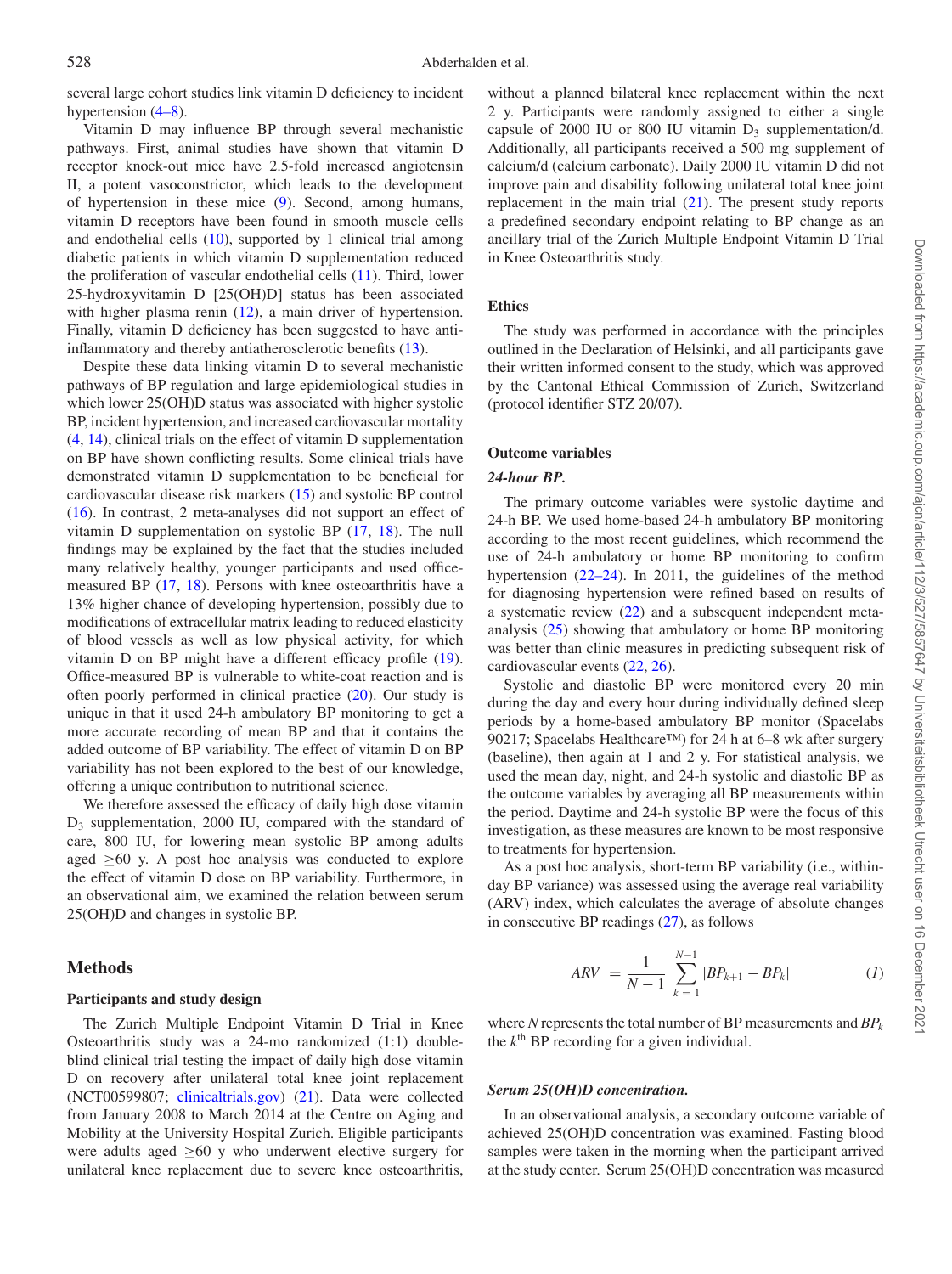several large cohort studies link vitamin D deficiency to incident hypertension (4–8).

Vitamin D may influence BP through several mechanistic pathways. First, animal studies have shown that vitamin D receptor knock-out mice have 2.5-fold increased angiotensin II, a potent vasoconstrictor, which leads to the development of hypertension in these mice (9). Second, among humans, vitamin D receptors have been found in smooth muscle cells and endothelial cells (10), supported by 1 clinical trial among diabetic patients in which vitamin D supplementation reduced the proliferation of vascular endothelial cells (11). Third, lower 25-hydroxyvitamin D [25(OH)D] status has been associated with higher plasma renin (12), a main driver of hypertension. Finally, vitamin D deficiency has been suggested to have anti-inflammatory and thereby antiatherosclerotic benefits (13).

Despite these data linking vitamin D to several mechanistic pathways of BP regulation and large epidemiological studies in which lower 25(OH)D status was associated with higher systolic BP, incident hypertension, and increased cardiovascular mortality (4, 14), clinical trials on the effect of vitamin D supplementation on BP have shown conflicting results. Some clinical trials have demonstrated vitamin D supplementation to be beneficial for cardiovascular disease risk markers (15) and systolic BP control (16). In contrast, 2 meta-analyses did not support an effect of vitamin D supplementation on systolic BP (17, 18). The null findings may be explained by the fact that the studies included many relatively healthy, younger participants and used office-measured BP (17, 18). Persons with knee osteoarthritis have a 13% higher chance of developing hypertension, possibly due to modifications of extracellular matrix leading to reduced elasticity of blood vessels as well as low physical activity, for which vitamin D on BP might have a different efficacy profile (19). Office-measured BP is vulnerable to white-coat reaction and is often poorly performed in clinical practice (20). Our study is unique in that it used 24-h ambulatory BP monitoring to get a more accurate recording of mean BP and that it contains the added outcome of BP variability. The effect of vitamin D on BP variability has not been explored to the best of our knowledge, offering a unique contribution to nutritional science.

We therefore assessed the efficacy of daily high dose vitamin $D_3$ supplementation, 2000 IU, compared with the standard of care, 800 IU, for lowering mean systolic BP among adults aged ≥60 y. A post hoc analysis was conducted to explore the effect of vitamin D dose on BP variability. Furthermore, in an observational aim, we examined the relation between serum 25(OH)D and changes in systolic BP.

## Methods

### Participants and study design

The Zurich Multiple Endpoint Vitamin D Trial in Knee Osteoarthritis study was a 24-mo randomized (1:1) double-blind clinical trial testing the impact of daily high dose vitamin D on recovery after unilateral total knee joint replacement (NCT00599807; clinicaltrials.gov) (21). Data were collected from January 2008 to March 2014 at the Centre on Aging and Mobility at the University Hospital Zurich. Eligible participants were adults aged ≥60 y who underwent elective surgery for unilateral knee replacement due to severe knee osteoarthritis, without a planned bilateral knee replacement within the next 2 y. Participants were randomly assigned to either a single capsule of 2000 IU or 800 IU vitamin $D_3$ supplementation/d. Additionally, all participants received a 500 mg supplement of calcium/d (calcium carbonate). Daily 2000 IU vitamin D did not improve pain and disability following unilateral total knee joint replacement in the main trial (21). The present study reports a predefined secondary endpoint relating to BP change as an ancillary trial of the Zurich Multiple Endpoint Vitamin D Trial in Knee Osteoarthritis study.

### Ethics

The study was performed in accordance with the principles outlined in the Declaration of Helsinki, and all participants gave their written informed consent to the study, which was approved by the Cantonal Ethical Commission of Zurich, Switzerland (protocol identifier STZ 20/07).

### Outcome variables

#### *24-hour BP.*

The primary outcome variables were systolic daytime and 24-h BP. We used home-based 24-h ambulatory BP monitoring according to the most recent guidelines, which recommend the use of 24-h ambulatory or home BP monitoring to confirm hypertension (22–24). In 2011, the guidelines of the method for diagnosing hypertension were refined based on results of a systematic review (22) and a subsequent independent meta-analysis (25) showing that ambulatory or home BP monitoring was better than clinic measures in predicting subsequent risk of cardiovascular events (22, 26).

Systolic and diastolic BP were monitored every 20 min during the day and every hour during individually defined sleep periods by a home-based ambulatory BP monitor (Spacelabs 90217; Spacelabs Healthcare™) for 24 h at 6–8 wk after surgery (baseline), then again at 1 and 2 y. For statistical analysis, we used the mean day, night, and 24-h systolic and diastolic BP as the outcome variables by averaging all BP measurements within the period. Daytime and 24-h systolic BP were the focus of this investigation, as these measures are known to be most responsive to treatments for hypertension.

As a post hoc analysis, short-term BP variability (i.e., within-day BP variance) was assessed using the average real variability (ARV) index, which calculates the average of absolute changes in consecutive BP readings (27), as follows

$$ARV = \frac{1}{N-1}\sum_{k=1}^{N-1}|BP_{k+1} - BP_k| \qquad (1)$$

where $N$ represents the total number of BP measurements and $BP_k$ the $k^{th}$ BP recording for a given individual.

#### *Serum 25(OH)D concentration.*

In an observational analysis, a secondary outcome variable of achieved 25(OH)D concentration was examined. Fasting blood samples were taken in the morning when the participant arrived at the study center. Serum 25(OH)D concentration was measured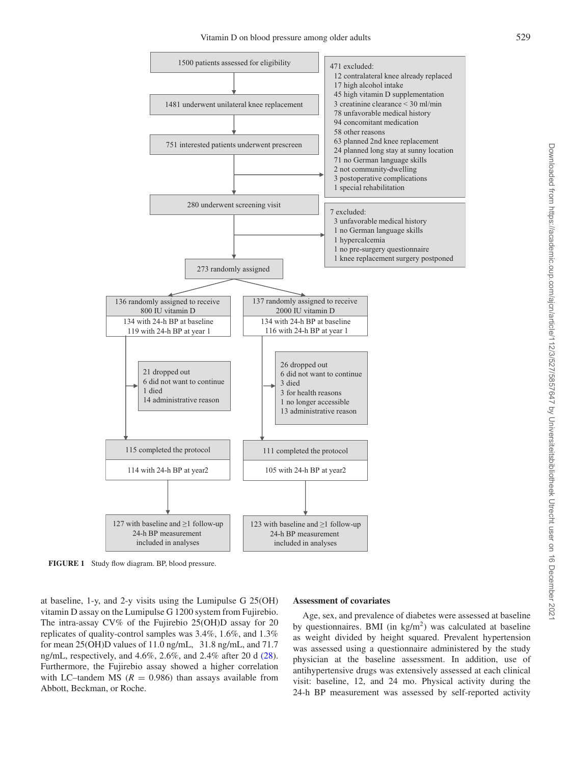1500 patients assessed for eligibility

1481 underwent unilateral knee replacement

751 interested patients underwent prescreen

471 excluded:
- 12 contralateral knee already replaced
- 17 high alcohol intake
- 45 high vitamin D supplementation
- 3 creatinine clearance < 30 ml/min
- 78 unfavorable medical history
- 94 concomitant medication
- 58 other reasons
- 63 planned 2nd knee replacement
- 24 planned long stay at sunny location
- 71 no German language skills
- 2 not community-dwelling
- 3 postoperative complications
- 1 special rehabilitation

280 underwent screening visit

7 excluded:
- 3 unfavorable medical history
- 1 no German language skills
- 1 hypercalcemia
- 1 no pre-surgery questionnaire
- 1 knee replacement surgery postponed

273 randomly assigned

| 800 IU vitamin D arm | 2000 IU vitamin D arm |
|---|---|
| 136 randomly assigned to receive 800 IU vitamin D | 137 randomly assigned to receive 2000 IU vitamin D |
| 134 with 24-h BP at baseline | 134 with 24-h BP at baseline |
| 119 with 24-h BP at year 1 | 116 with 24-h BP at year 1 |
| 21 dropped out: 6 did not want to continue, 1 died, 14 administrative reason | 26 dropped out: 6 did not want to continue, 3 died, 3 for health reasons, 1 no longer accessible, 13 administrative reason |
| 115 completed the protocol | 111 completed the protocol |
| 114 with 24-h BP at year2 | 105 with 24-h BP at year2 |
| 127 with baseline and ≥1 follow-up 24-h BP measurement included in analyses | 123 with baseline and ≥1 follow-up 24-h BP measurement included in analyses |

**FIGURE 1** Study flow diagram. BP, blood pressure.

at baseline, 1-y, and 2-y visits using the Lumipulse G 25(OH) vitamin D assay on the Lumipulse G 1200 system from Fujirebio. The intra-assay CV% of the Fujirebio 25(OH)D assay for 20 replicates of quality-control samples was 3.4%, 1.6%, and 1.3% for mean 25(OH)D values of 11.0 ng/mL, 31.8 ng/mL, and 71.7 ng/mL, respectively, and 4.6%, 2.6%, and 2.4% after 20 d (28). Furthermore, the Fujirebio assay showed a higher correlation with LC–tandem MS ($R = 0.986$) than assays available from Abbott, Beckman, or Roche.

### Assessment of covariates

Age, sex, and prevalence of diabetes were assessed at baseline by questionnaires. BMI (in kg/m$^2$) was calculated at baseline as weight divided by height squared. Prevalent hypertension was assessed using a questionnaire administered by the study physician at the baseline assessment. In addition, use of antihypertensive drugs was extensively assessed at each clinical visit: baseline, 12, and 24 mo. Physical activity during the 24-h BP measurement was assessed by self-reported activity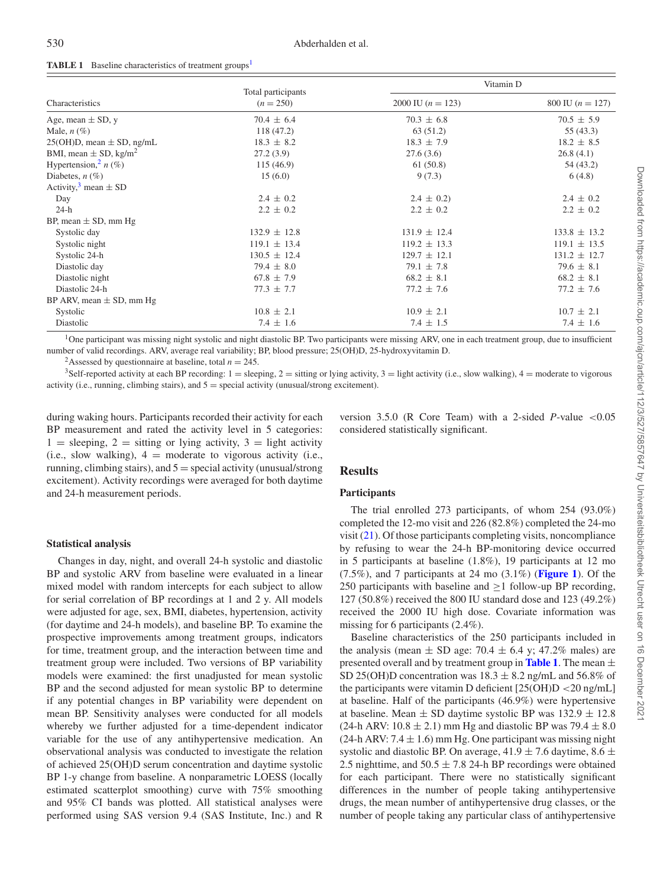**TABLE 1** Baseline characteristics of treatment groups[1]

| Characteristics | Total participants ($n = 250$) | Vitamin D 2000 IU ($n = 123$) | Vitamin D 800 IU ($n = 127$) |
|---|---|---|---|
| Age, mean ± SD, y | 70.4 ± 6.4 | 70.3 ± 6.8 | 70.5 ± 5.9 |
| Male, *n* (%) | 118 (47.2) | 63 (51.2) | 55 (43.3) |
| 25(OH)D, mean ± SD, ng/mL | 18.3 ± 8.2 | 18.3 ± 7.9 | 18.2 ± 8.5 |
| BMI, mean ± SD, kg/m$^2$ | 27.2 (3.9) | 27.6 (3.6) | 26.8 (4.1) |
| Hypertension,[2] *n* (%) | 115 (46.9) | 61 (50.8) | 54 (43.2) |
| Diabetes, *n* (%) | 15 (6.0) | 9 (7.3) | 6 (4.8) |
| Activity,[3] mean ± SD | | | |
| Day | 2.4 ± 0.2 | 2.4 ± 0.2) | 2.4 ± 0.2 |
| 24-h | 2.2 ± 0.2 | 2.2 ± 0.2 | 2.2 ± 0.2 |
| BP, mean ± SD, mm Hg | | | |
| Systolic day | 132.9 ± 12.8 | 131.9 ± 12.4 | 133.8 ± 13.2 |
| Systolic night | 119.1 ± 13.4 | 119.2 ± 13.3 | 119.1 ± 13.5 |
| Systolic 24-h | 130.5 ± 12.4 | 129.7 ± 12.1 | 131.2 ± 12.7 |
| Diastolic day | 79.4 ± 8.0 | 79.1 ± 7.8 | 79.6 ± 8.1 |
| Diastolic night | 67.8 ± 7.9 | 68.2 ± 8.1 | 68.2 ± 8.1 |
| Diastolic 24-h | 77.3 ± 7.7 | 77.2 ± 7.6 | 77.2 ± 7.6 |
| BP ARV, mean ± SD, mm Hg | | | |
| Systolic | 10.8 ± 2.1 | 10.9 ± 2.1 | 10.7 ± 2.1 |
| Diastolic | 7.4 ± 1.6 | 7.4 ± 1.5 | 7.4 ± 1.6 |

[1]One participant was missing night systolic and night diastolic BP. Two participants were missing ARV, one in each treatment group, due to insufficient number of valid recordings. ARV, average real variability; BP, blood pressure; 25(OH)D, 25-hydroxyvitamin D.

[2]Assessed by questionnaire at baseline, total $n = 245$.

[3]Self-reported activity at each BP recording: 1 = sleeping, 2 = sitting or lying activity, 3 = light activity (i.e., slow walking), 4 = moderate to vigorous activity (i.e., running, climbing stairs), and 5 = special activity (unusual/strong excitement).

during waking hours. Participants recorded their activity for each BP measurement and rated the activity level in 5 categories: 1 = sleeping, 2 = sitting or lying activity, 3 = light activity (i.e., slow walking), 4 = moderate to vigorous activity (i.e., running, climbing stairs), and 5 = special activity (unusual/strong excitement). Activity recordings were averaged for both daytime and 24-h measurement periods.

### Statistical analysis

Changes in day, night, and overall 24-h systolic and diastolic BP and systolic ARV from baseline were evaluated in a linear mixed model with random intercepts for each subject to allow for serial correlation of BP recordings at 1 and 2 y. All models were adjusted for age, sex, BMI, diabetes, hypertension, activity (for daytime and 24-h models), and baseline BP. To examine the prospective improvements among treatment groups, indicators for time, treatment group, and the interaction between time and treatment group were included. Two versions of BP variability models were examined: the first unadjusted for mean systolic BP and the second adjusted for mean systolic BP to determine if any potential changes in BP variability were dependent on mean BP. Sensitivity analyses were conducted for all models whereby we further adjusted for a time-dependent indicator variable for the use of any antihypertensive medication. An observational analysis was conducted to investigate the relation of achieved 25(OH)D serum concentration and daytime systolic BP 1-y change from baseline. A nonparametric LOESS (locally estimated scatterplot smoothing) curve with 75% smoothing and 95% CI bands was plotted. All statistical analyses were performed using SAS version 9.4 (SAS Institute, Inc.) and R version 3.5.0 (R Core Team) with a 2-sided *P*-value <0.05 considered statistically significant.

## Results

### Participants

The trial enrolled 273 participants, of whom 254 (93.0%) completed the 12-mo visit and 226 (82.8%) completed the 24-mo visit (21). Of those participants completing visits, noncompliance by refusing to wear the 24-h BP-monitoring device occurred in 5 participants at baseline (1.8%), 19 participants at 12 mo (7.5%), and 7 participants at 24 mo (3.1%) (**Figure 1**). Of the 250 participants with baseline and ≥1 follow-up BP recording, 127 (50.8%) received the 800 IU standard dose and 123 (49.2%) received the 2000 IU high dose. Covariate information was missing for 6 participants (2.4%).

Baseline characteristics of the 250 participants included in the analysis (mean ± SD age: 70.4 ± 6.4 y; 47.2% males) are presented overall and by treatment group in **Table 1**. The mean ± SD 25(OH)D concentration was 18.3 ± 8.2 ng/mL and 56.8% of the participants were vitamin D deficient [25(OH)D <20 ng/mL] at baseline. Half of the participants (46.9%) were hypertensive at baseline. Mean ± SD daytime systolic BP was 132.9 ± 12.8 (24-h ARV: 10.8 ± 2.1) mm Hg and diastolic BP was 79.4 ± 8.0 (24-h ARV: 7.4 ± 1.6) mm Hg. One participant was missing night systolic and diastolic BP. On average, 41.9 ± 7.6 daytime, 8.6 ± 2.5 nighttime, and 50.5 ± 7.8 24-h BP recordings were obtained for each participant. There were no statistically significant differences in the number of people taking antihypertensive drugs, the mean number of antihypertensive drug classes, or the number of people taking any particular class of antihypertensive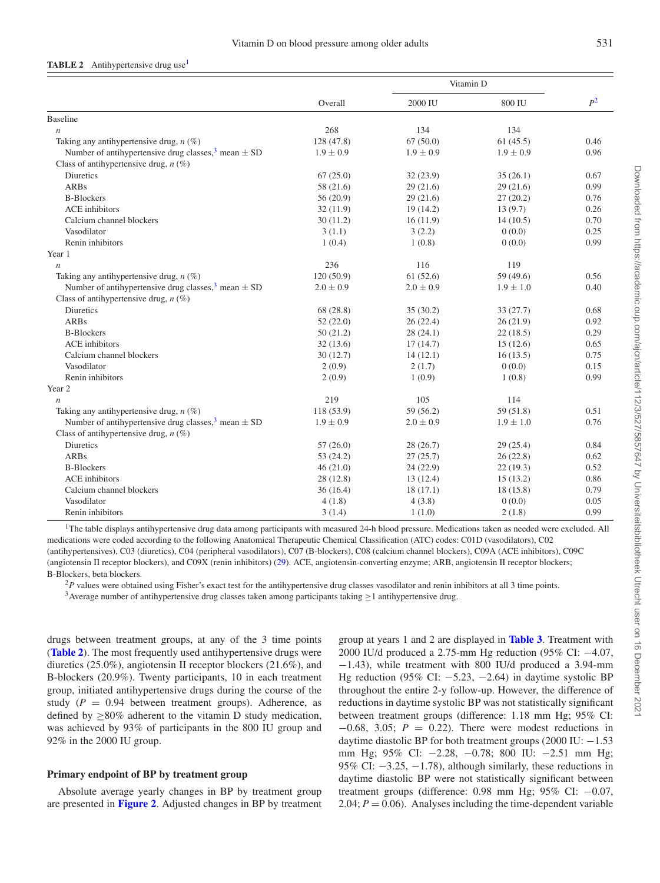**TABLE 2** Antihypertensive drug use[1]

| | Overall | Vitamin D 2000 IU | Vitamin D 800 IU | $P^2$ |
|---|---|---|---|---|
| Baseline | | | | |
| *n* | 268 | 134 | 134 | |
| Taking any antihypertensive drug, *n* (%) | 128 (47.8) | 67 (50.0) | 61 (45.5) | 0.46 |
| Number of antihypertensive drug classes,[3] mean ± SD | 1.9 ± 0.9 | 1.9 ± 0.9 | 1.9 ± 0.9 | 0.96 |
| Class of antihypertensive drug, *n* (%) | | | | |
| Diuretics | 67 (25.0) | 32 (23.9) | 35 (26.1) | 0.67 |
| ARBs | 58 (21.6) | 29 (21.6) | 29 (21.6) | 0.99 |
| B-Blockers | 56 (20.9) | 29 (21.6) | 27 (20.2) | 0.76 |
| ACE inhibitors | 32 (11.9) | 19 (14.2) | 13 (9.7) | 0.26 |
| Calcium channel blockers | 30 (11.2) | 16 (11.9) | 14 (10.5) | 0.70 |
| Vasodilator | 3 (1.1) | 3 (2.2) | 0 (0.0) | 0.25 |
| Renin inhibitors | 1 (0.4) | 1 (0.8) | 0 (0.0) | 0.99 |
| Year 1 | | | | |
| *n* | 236 | 116 | 119 | |
| Taking any antihypertensive drug, *n* (%) | 120 (50.9) | 61 (52.6) | 59 (49.6) | 0.56 |
| Number of antihypertensive drug classes,[3] mean ± SD | 2.0 ± 0.9 | 2.0 ± 0.9 | 1.9 ± 1.0 | 0.40 |
| Class of antihypertensive drug, *n* (%) | | | | |
| Diuretics | 68 (28.8) | 35 (30.2) | 33 (27.7) | 0.68 |
| ARBs | 52 (22.0) | 26 (22.4) | 26 (21.9) | 0.92 |
| B-Blockers | 50 (21.2) | 28 (24.1) | 22 (18.5) | 0.29 |
| ACE inhibitors | 32 (13.6) | 17 (14.7) | 15 (12.6) | 0.65 |
| Calcium channel blockers | 30 (12.7) | 14 (12.1) | 16 (13.5) | 0.75 |
| Vasodilator | 2 (0.9) | 2 (1.7) | 0 (0.0) | 0.15 |
| Renin inhibitors | 2 (0.9) | 1 (0.9) | 1 (0.8) | 0.99 |
| Year 2 | | | | |
| *n* | 219 | 105 | 114 | |
| Taking any antihypertensive drug, *n* (%) | 118 (53.9) | 59 (56.2) | 59 (51.8) | 0.51 |
| Number of antihypertensive drug classes,[3] mean ± SD | 1.9 ± 0.9 | 2.0 ± 0.9 | 1.9 ± 1.0 | 0.76 |
| Class of antihypertensive drug, *n* (%) | | | | |
| Diuretics | 57 (26.0) | 28 (26.7) | 29 (25.4) | 0.84 |
| ARBs | 53 (24.2) | 27 (25.7) | 26 (22.8) | 0.62 |
| B-Blockers | 46 (21.0) | 24 (22.9) | 22 (19.3) | 0.52 |
| ACE inhibitors | 28 (12.8) | 13 (12.4) | 15 (13.2) | 0.86 |
| Calcium channel blockers | 36 (16.4) | 18 (17.1) | 18 (15.8) | 0.79 |
| Vasodilator | 4 (1.8) | 4 (3.8) | 0 (0.0) | 0.05 |
| Renin inhibitors | 3 (1.4) | 1 (1.0) | 2 (1.8) | 0.99 |

[1]The table displays antihypertensive drug data among participants with measured 24-h blood pressure. Medications taken as needed were excluded. All medications were coded according to the following Anatomical Therapeutic Chemical Classification (ATC) codes: C01D (vasodilators), C02 (antihypertensives), C03 (diuretics), C04 (peripheral vasodilators), C07 (B-blockers), C08 (calcium channel blockers), C09A (ACE inhibitors), C09C (angiotensin II receptor blockers), and C09X (renin inhibitors) (29). ACE, angiotensin-converting enzyme; ARB, angiotensin II receptor blockers; B-Blockers, beta blockers.

[2]*P* values were obtained using Fisher's exact test for the antihypertensive drug classes vasodilator and renin inhibitors at all 3 time points.

[3]Average number of antihypertensive drug classes taken among participants taking ≥1 antihypertensive drug.

drugs between treatment groups, at any of the 3 time points (**Table 2**). The most frequently used antihypertensive drugs were diuretics (25.0%), angiotensin II receptor blockers (21.6%), and B-blockers (20.9%). Twenty participants, 10 in each treatment group, initiated antihypertensive drugs during the course of the study ($P = 0.94$ between treatment groups). Adherence, as defined by ≥80% adherent to the vitamin D study medication, was achieved by 93% of participants in the 800 IU group and 92% in the 2000 IU group.

### Primary endpoint of BP by treatment group

Absolute average yearly changes in BP by treatment group are presented in **Figure 2**. Adjusted changes in BP by treatment group at years 1 and 2 are displayed in **Table 3**. Treatment with 2000 IU/d produced a 2.75-mm Hg reduction (95% CI: −4.07, −1.43), while treatment with 800 IU/d produced a 3.94-mm Hg reduction (95% CI: −5.23, −2.64) in daytime systolic BP throughout the entire 2-y follow-up. However, the difference of reductions in daytime systolic BP was not statistically significant between treatment groups (difference: 1.18 mm Hg; 95% CI: −0.68, 3.05; $P = 0.22$). There were modest reductions in daytime diastolic BP for both treatment groups (2000 IU: −1.53 mm Hg; 95% CI: −2.28, −0.78; 800 IU: −2.51 mm Hg; 95% CI: −3.25, −1.78), although similarly, these reductions in daytime diastolic BP were not statistically significant between treatment groups (difference: 0.98 mm Hg; 95% CI: −0.07, 2.04; $P = 0.06$). Analyses including the time-dependent variable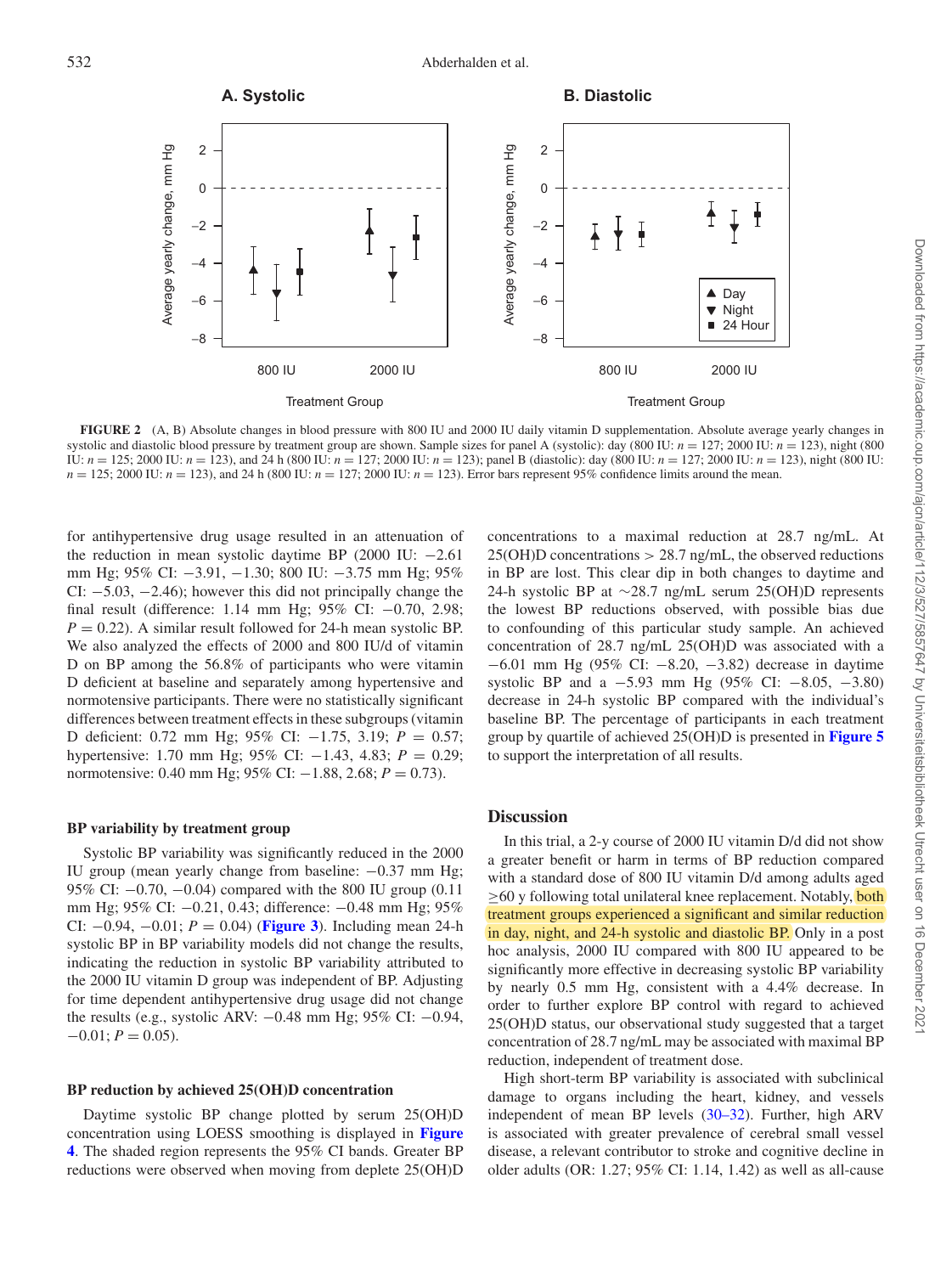**FIGURE 2** (A, B) Absolute changes in blood pressure with 800 IU and 2000 IU daily vitamin D supplementation. Absolute average yearly changes in systolic and diastolic blood pressure by treatment group are shown. Sample sizes for panel A (systolic): day (800 IU: $n = 127$; 2000 IU: $n = 123$), night (800 IU: $n = 125$; 2000 IU: $n = 123$), and 24 h (800 IU: $n = 127$; 2000 IU: $n = 123$); panel B (diastolic): day (800 IU: $n = 127$; 2000 IU: $n = 123$), night (800 IU: $n = 125$; 2000 IU: $n = 123$), and 24 h (800 IU: $n = 127$; 2000 IU: $n = 123$). Error bars represent 95% confidence limits around the mean.

for antihypertensive drug usage resulted in an attenuation of the reduction in mean systolic daytime BP (2000 IU: −2.61 mm Hg; 95% CI: −3.91, −1.30; 800 IU: −3.75 mm Hg; 95% CI: −5.03, −2.46); however this did not principally change the final result (difference: 1.14 mm Hg; 95% CI: −0.70, 2.98; $P = 0.22$). A similar result followed for 24-h mean systolic BP. We also analyzed the effects of 2000 and 800 IU/d of vitamin D on BP among the 56.8% of participants who were vitamin D deficient at baseline and separately among hypertensive and normotensive participants. There were no statistically significant differences between treatment effects in these subgroups (vitamin D deficient: 0.72 mm Hg; 95% CI: −1.75, 3.19; $P = 0.57$; hypertensive: 1.70 mm Hg; 95% CI: −1.43, 4.83; $P = 0.29$; normotensive: 0.40 mm Hg; 95% CI: −1.88, 2.68; $P = 0.73$).

### BP variability by treatment group

Systolic BP variability was significantly reduced in the 2000 IU group (mean yearly change from baseline: −0.37 mm Hg; 95% CI: −0.70, −0.04) compared with the 800 IU group (0.11 mm Hg; 95% CI: −0.21, 0.43; difference: −0.48 mm Hg; 95% CI: −0.94, −0.01; $P = 0.04$) (**Figure 3**). Including mean 24-h systolic BP in BP variability models did not change the results, indicating the reduction in systolic BP variability attributed to the 2000 IU vitamin D group was independent of BP. Adjusting for time dependent antihypertensive drug usage did not change the results (e.g., systolic ARV: −0.48 mm Hg; 95% CI: −0.94, −0.01; $P = 0.05$).

### BP reduction by achieved 25(OH)D concentration

Daytime systolic BP change plotted by serum 25(OH)D concentration using LOESS smoothing is displayed in **Figure 4**. The shaded region represents the 95% CI bands. Greater BP reductions were observed when moving from deplete 25(OH)D concentrations to a maximal reduction at 28.7 ng/mL. At 25(OH)D concentrations > 28.7 ng/mL, the observed reductions in BP are lost. This clear dip in both changes to daytime and 24-h systolic BP at ∼28.7 ng/mL serum 25(OH)D represents the lowest BP reductions observed, with possible bias due to confounding of this particular study sample. An achieved concentration of 28.7 ng/mL 25(OH)D was associated with a −6.01 mm Hg (95% CI: −8.20, −3.82) decrease in daytime systolic BP and a −5.93 mm Hg (95% CI: −8.05, −3.80) decrease in 24-h systolic BP compared with the individual's baseline BP. The percentage of participants in each treatment group by quartile of achieved 25(OH)D is presented in **Figure 5** to support the interpretation of all results.

## Discussion

In this trial, a 2-y course of 2000 IU vitamin D/d did not show a greater benefit or harm in terms of BP reduction compared with a standard dose of 800 IU vitamin D/d among adults aged ≥60 y following total unilateral knee replacement. Notably, both treatment groups experienced a significant and similar reduction in day, night, and 24-h systolic and diastolic BP. Only in a post hoc analysis, 2000 IU compared with 800 IU appeared to be significantly more effective in decreasing systolic BP variability by nearly 0.5 mm Hg, consistent with a 4.4% decrease. In order to further explore BP control with regard to achieved 25(OH)D status, our observational study suggested that a target concentration of 28.7 ng/mL may be associated with maximal BP reduction, independent of treatment dose.

High short-term BP variability is associated with subclinical damage to organs including the heart, kidney, and vessels independent of mean BP levels (30–32). Further, high ARV is associated with greater prevalence of cerebral small vessel disease, a relevant contributor to stroke and cognitive decline in older adults (OR: 1.27; 95% CI: 1.14, 1.42) as well as all-cause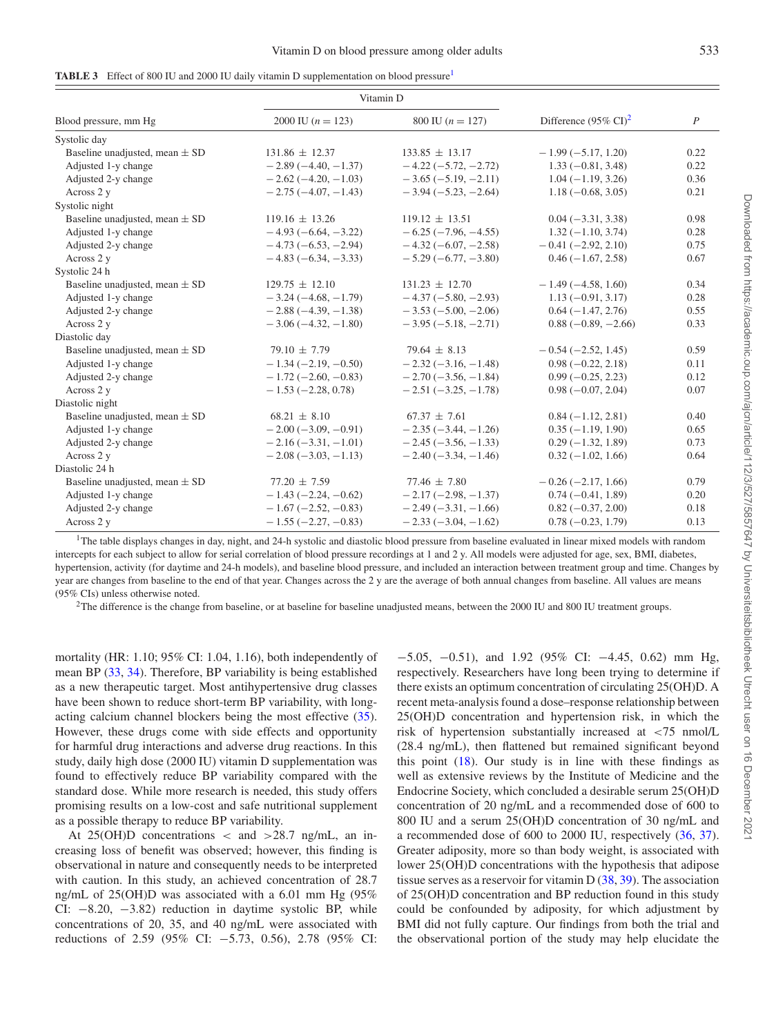**TABLE 3** Effect of 800 IU and 2000 IU daily vitamin D supplementation on blood pressure[1]

| | Vitamin D | | | |
|---|---|---|---|---|
| Blood pressure, mm Hg | 2000 IU ($n = 123$) | 800 IU ($n = 127$) | Difference (95% CI)[2] | *P* |
| Systolic day | | | | |
| Baseline unadjusted, mean ± SD | 131.86 ± 12.37 | 133.85 ± 13.17 | −1.99 (−5.17, 1.20) | 0.22 |
| Adjusted 1-y change | −2.89 (−4.40, −1.37) | −4.22 (−5.72, −2.72) | 1.33 (−0.81, 3.48) | 0.22 |
| Adjusted 2-y change | −2.62 (−4.20, −1.03) | −3.65 (−5.19, −2.11) | 1.04 (−1.19, 3.26) | 0.36 |
| Across 2 y | −2.75 (−4.07, −1.43) | −3.94 (−5.23, −2.64) | 1.18 (−0.68, 3.05) | 0.21 |
| Systolic night | | | | |
| Baseline unadjusted, mean ± SD | 119.16 ± 13.26 | 119.12 ± 13.51 | 0.04 (−3.31, 3.38) | 0.98 |
| Adjusted 1-y change | −4.93 (−6.64, −3.22) | −6.25 (−7.96, −4.55) | 1.32 (−1.10, 3.74) | 0.28 |
| Adjusted 2-y change | −4.73 (−6.53, −2.94) | −4.32 (−6.07, −2.58) | −0.41 (−2.92, 2.10) | 0.75 |
| Across 2 y | −4.83 (−6.34, −3.33) | −5.29 (−6.77, −3.80) | 0.46 (−1.67, 2.58) | 0.67 |
| Systolic 24 h | | | | |
| Baseline unadjusted, mean ± SD | 129.75 ± 12.10 | 131.23 ± 12.70 | −1.49 (−4.58, 1.60) | 0.34 |
| Adjusted 1-y change | −3.24 (−4.68, −1.79) | −4.37 (−5.80, −2.93) | 1.13 (−0.91, 3.17) | 0.28 |
| Adjusted 2-y change | −2.88 (−4.39, −1.38) | −3.53 (−5.00, −2.06) | 0.64 (−1.47, 2.76) | 0.55 |
| Across 2 y | −3.06 (−4.32, −1.80) | −3.95 (−5.18, −2.71) | 0.88 (−0.89, −2.66) | 0.33 |
| Diastolic day | | | | |
| Baseline unadjusted, mean ± SD | 79.10 ± 7.79 | 79.64 ± 8.13 | −0.54 (−2.52, 1.45) | 0.59 |
| Adjusted 1-y change | −1.34 (−2.19, −0.50) | −2.32 (−3.16, −1.48) | 0.98 (−0.22, 2.18) | 0.11 |
| Adjusted 2-y change | −1.72 (−2.60, −0.83) | −2.70 (−3.56, −1.84) | 0.99 (−0.25, 2.23) | 0.12 |
| Across 2 y | −1.53 (−2.28, 0.78) | −2.51 (−3.25, −1.78) | 0.98 (−0.07, 2.04) | 0.07 |
| Diastolic night | | | | |
| Baseline unadjusted, mean ± SD | 68.21 ± 8.10 | 67.37 ± 7.61 | 0.84 (−1.12, 2.81) | 0.40 |
| Adjusted 1-y change | −2.00 (−3.09, −0.91) | −2.35 (−3.44, −1.26) | 0.35 (−1.19, 1.90) | 0.65 |
| Adjusted 2-y change | −2.16 (−3.31, −1.01) | −2.45 (−3.56, −1.33) | 0.29 (−1.32, 1.89) | 0.73 |
| Across 2 y | −2.08 (−3.03, −1.13) | −2.40 (−3.34, −1.46) | 0.32 (−1.02, 1.66) | 0.64 |
| Diastolic 24 h | | | | |
| Baseline unadjusted, mean ± SD | 77.20 ± 7.59 | 77.46 ± 7.80 | −0.26 (−2.17, 1.66) | 0.79 |
| Adjusted 1-y change | −1.43 (−2.24, −0.62) | −2.17 (−2.98, −1.37) | 0.74 (−0.41, 1.89) | 0.20 |
| Adjusted 2-y change | −1.67 (−2.52, −0.83) | −2.49 (−3.31, −1.66) | 0.82 (−0.37, 2.00) | 0.18 |
| Across 2 y | −1.55 (−2.27, −0.83) | −2.33 (−3.04, −1.62) | 0.78 (−0.23, 1.79) | 0.13 |

[1]The table displays changes in day, night, and 24-h systolic and diastolic blood pressure from baseline evaluated in linear mixed models with random intercepts for each subject to allow for serial correlation of blood pressure recordings at 1 and 2 y. All models were adjusted for age, sex, BMI, diabetes, hypertension, activity (for daytime and 24-h models), and baseline blood pressure, and included an interaction between treatment group and time. Changes by year are changes from baseline to the end of that year. Changes across the 2 y are the average of both annual changes from baseline. All values are means (95% CIs) unless otherwise noted.

[2]The difference is the change from baseline, or at baseline for baseline unadjusted means, between the 2000 IU and 800 IU treatment groups.

mortality (HR: 1.10; 95% CI: 1.04, 1.16), both independently of mean BP (33, 34). Therefore, BP variability is being established as a new therapeutic target. Most antihypertensive drug classes have been shown to reduce short-term BP variability, with long-acting calcium channel blockers being the most effective (35). However, these drugs come with side effects and opportunity for harmful drug interactions and adverse drug reactions. In this study, daily high dose (2000 IU) vitamin D supplementation was found to effectively reduce BP variability compared with the standard dose. While more research is needed, this study offers promising results on a low-cost and safe nutritional supplement as a possible therapy to reduce BP variability.

At 25(OH)D concentrations < and >28.7 ng/mL, an increasing loss of benefit was observed; however, this finding is observational in nature and consequently needs to be interpreted with caution. In this study, an achieved concentration of 28.7 ng/mL of 25(OH)D was associated with a 6.01 mm Hg (95% CI: −8.20, −3.82) reduction in daytime systolic BP, while concentrations of 20, 35, and 40 ng/mL were associated with reductions of 2.59 (95% CI: −5.73, 0.56), 2.78 (95% CI: −5.05, −0.51), and 1.92 (95% CI: −4.45, 0.62) mm Hg, respectively. Researchers have long been trying to determine if there exists an optimum concentration of circulating 25(OH)D. A recent meta-analysis found a dose–response relationship between 25(OH)D concentration and hypertension risk, in which the risk of hypertension substantially increased at <75 nmol/L (28.4 ng/mL), then flattened but remained significant beyond this point (18). Our study is in line with these findings as well as extensive reviews by the Institute of Medicine and the Endocrine Society, which concluded a desirable serum 25(OH)D concentration of 20 ng/mL and a recommended dose of 600 to 800 IU and a serum 25(OH)D concentration of 30 ng/mL and a recommended dose of 600 to 2000 IU, respectively (36, 37). Greater adiposity, more so than body weight, is associated with lower 25(OH)D concentrations with the hypothesis that adipose tissue serves as a reservoir for vitamin D (38, 39). The association of 25(OH)D concentration and BP reduction found in this study could be confounded by adiposity, for which adjustment by BMI did not fully capture. Our findings from both the trial and the observational portion of the study may help elucidate the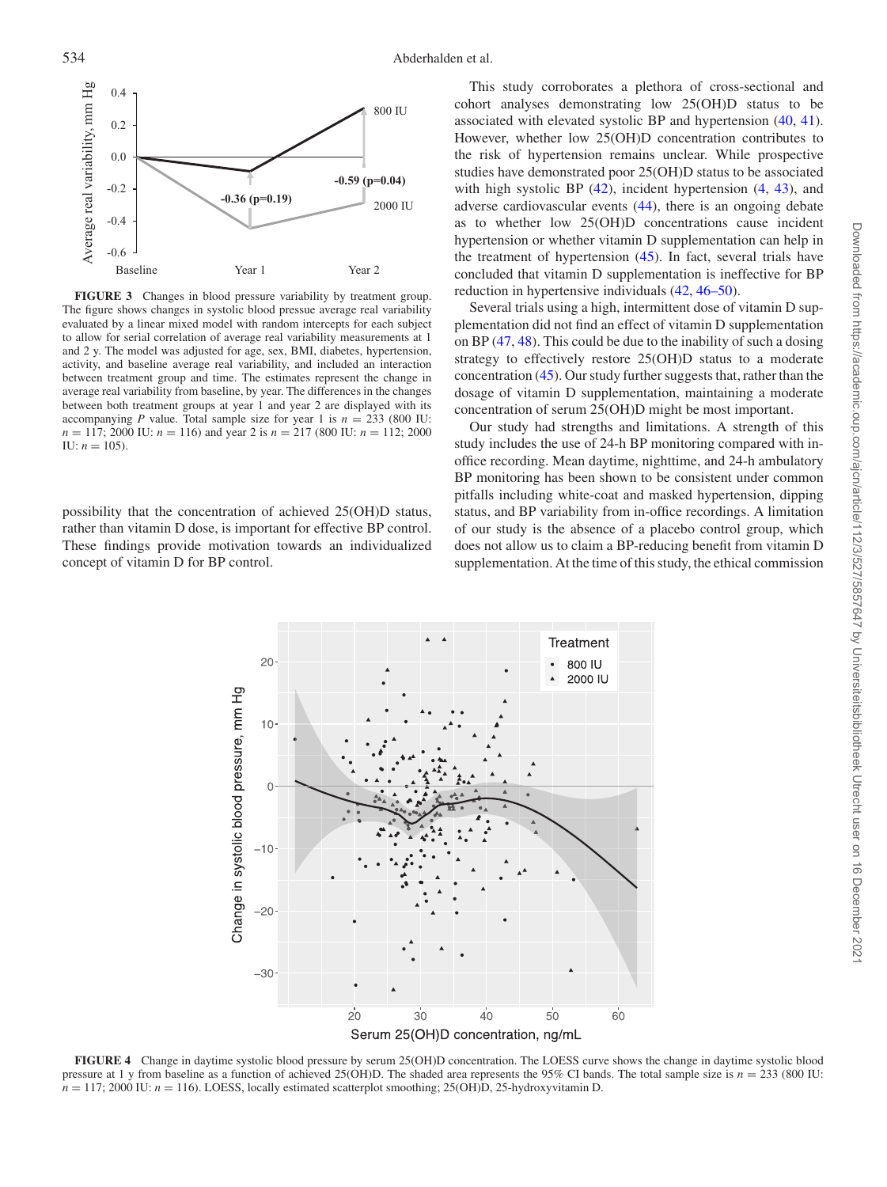FIGURE 3 Changes in blood pressure variability by treatment group. The figure shows changes in systolic blood pressue average real variability evaluated by a linear mixed model with random intercepts for each subject to allow for serial correlation of average real variability measurements at 1 and 2 y. The model was adjusted for age, sex, BMI, diabetes, hypertension, activity, and baseline average real variability, and included an interaction between treatment group and time. The estimates represent the change in average real variability from baseline, by year. The differences in the changes between both treatment groups at year 1 and year 2 are displayed with its accompanying $P$ value. Total sample size for year 1 is $n = 233$ (800 IU: $n = 117$; 2000 IU: $n = 116$) and year 2 is $n = 217$ (800 IU: $n = 112$; 2000 IU: $n = 105$).

possibility that the concentration of achieved 25(OH)D status, rather than vitamin D dose, is important for effective BP control. These findings provide motivation towards an individualized concept of vitamin D for BP control.

This study corroborates a plethora of cross-sectional and cohort analyses demonstrating low 25(OH)D status to be associated with elevated systolic BP and hypertension (40, 41). However, whether low 25(OH)D concentration contributes to the risk of hypertension remains unclear. While prospective studies have demonstrated poor 25(OH)D status to be associated with high systolic BP (42), incident hypertension (4, 43), and adverse cardiovascular events (44), there is an ongoing debate as to whether low 25(OH)D concentrations cause incident hypertension or whether vitamin D supplementation can help in the treatment of hypertension (45). In fact, several trials have concluded that vitamin D supplementation is ineffective for BP reduction in hypertensive individuals (42, 46–50).

Several trials using a high, intermittent dose of vitamin D supplementation did not find an effect of vitamin D supplementation on BP (47, 48). This could be due to the inability of such a dosing strategy to effectively restore 25(OH)D status to a moderate concentration (45). Our study further suggests that, rather than the dosage of vitamin D supplementation, maintaining a moderate concentration of serum 25(OH)D might be most important.

Our study had strengths and limitations. A strength of this study includes the use of 24-h BP monitoring compared with in-office recording. Mean daytime, nighttime, and 24-h ambulatory BP monitoring has been shown to be consistent under common pitfalls including white-coat and masked hypertension, dipping status, and BP variability from in-office recordings. A limitation of our study is the absence of a placebo control group, which does not allow us to claim a BP-reducing benefit from vitamin D supplementation. At the time of this study, the ethical commission

FIGURE 4 Change in daytime systolic blood pressure by serum 25(OH)D concentration. The LOESS curve shows the change in daytime systolic blood pressure at 1 y from baseline as a function of achieved 25(OH)D. The shaded area represents the 95% CI bands. The total sample size is $n = 233$ (800 IU: $n = 117$; 2000 IU: $n = 116$). LOESS, locally estimated scatterplot smoothing; 25(OH)D, 25-hydroxyvitamin D.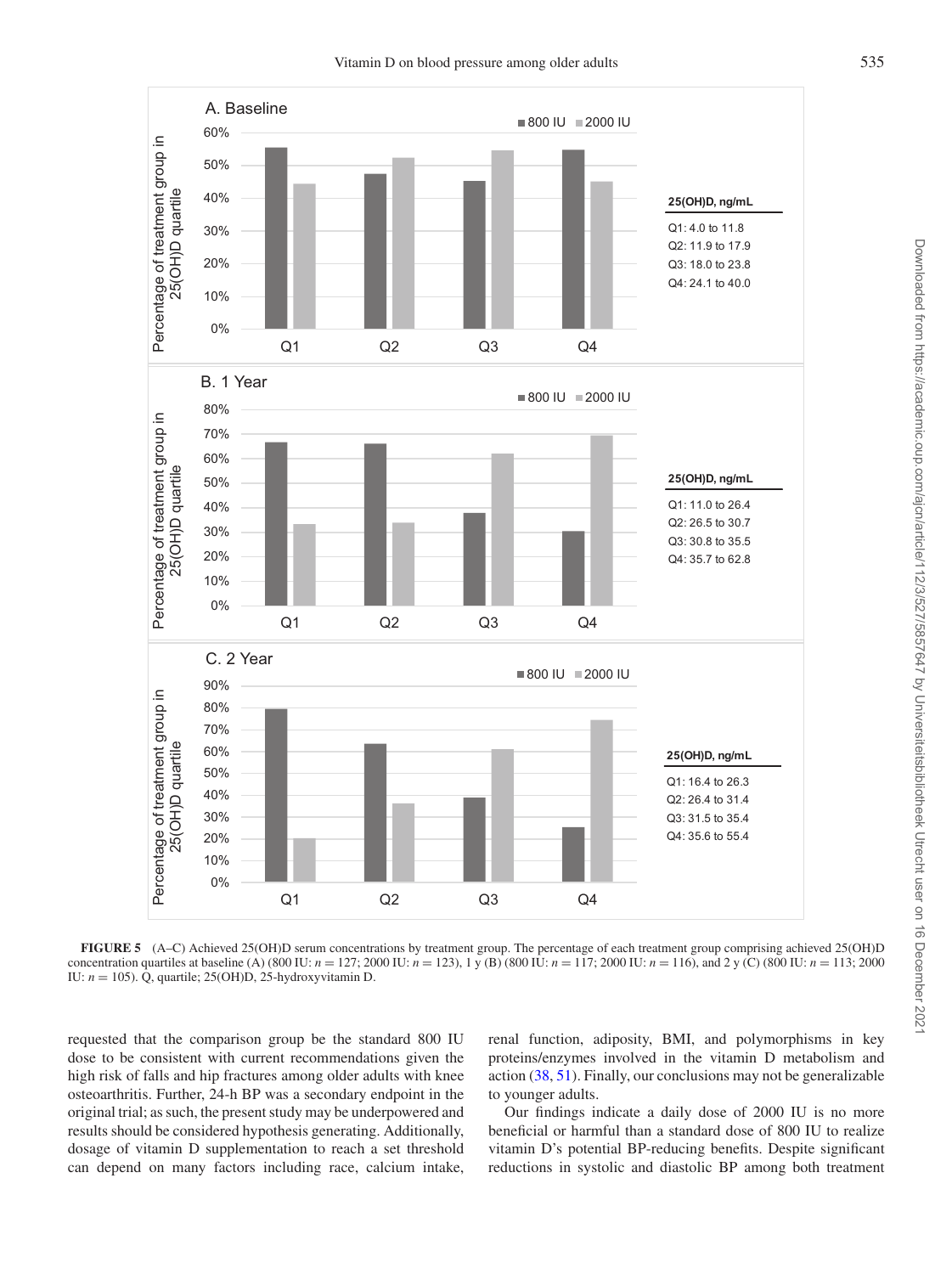**FIGURE 5** (A–C) Achieved 25(OH)D serum concentrations by treatment group. The percentage of each treatment group comprising achieved 25(OH)D concentration quartiles at baseline (A) (800 IU: $n = 127$; 2000 IU: $n = 123$), 1 y (B) (800 IU: $n = 117$; 2000 IU: $n = 116$), and 2 y (C) (800 IU: $n = 113$; 2000 IU: $n = 105$). Q, quartile; 25(OH)D, 25-hydroxyvitamin D.

requested that the comparison group be the standard 800 IU dose to be consistent with current recommendations given the high risk of falls and hip fractures among older adults with knee osteoarthritis. Further, 24-h BP was a secondary endpoint in the original trial; as such, the present study may be underpowered and results should be considered hypothesis generating. Additionally, dosage of vitamin D supplementation to reach a set threshold can depend on many factors including race, calcium intake, renal function, adiposity, BMI, and polymorphisms in key proteins/enzymes involved in the vitamin D metabolism and action (38, 51). Finally, our conclusions may not be generalizable to younger adults.

Our findings indicate a daily dose of 2000 IU is no more beneficial or harmful than a standard dose of 800 IU to realize vitamin D's potential BP-reducing benefits. Despite significant reductions in systolic and diastolic BP among both treatment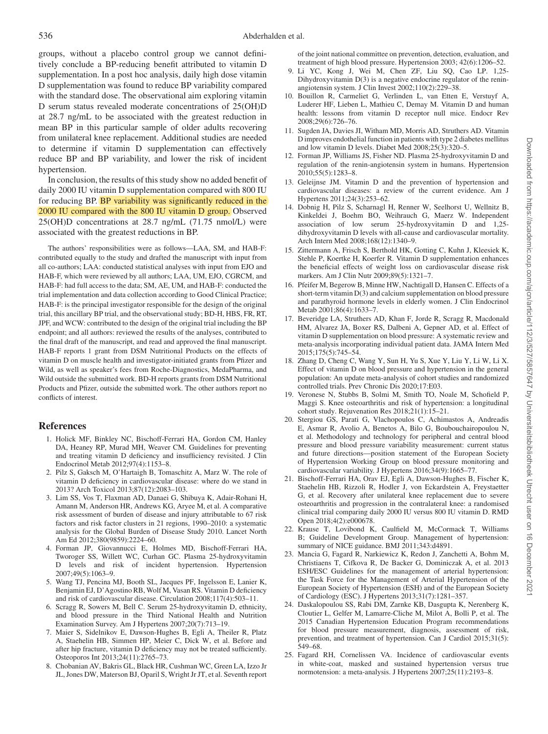groups, without a placebo control group we cannot definitively conclude a BP-reducing benefit attributed to vitamin D supplementation. In a post hoc analysis, daily high dose vitamin D supplementation was found to reduce BP variability compared with the standard dose. The observational aim exploring vitamin D serum status revealed moderate concentrations of 25(OH)D at 28.7 ng/mL to be associated with the greatest reduction in mean BP in this particular sample of older adults recovering from unilateral knee replacement. Additional studies are needed to determine if vitamin D supplementation can effectively reduce BP and BP variability, and lower the risk of incident hypertension.

In conclusion, the results of this study show no added benefit of daily 2000 IU vitamin D supplementation compared with 800 IU for reducing BP. BP variability was significantly reduced in the 2000 IU compared with the 800 IU vitamin D group. Observed 25(OH)D concentrations at 28.7 ng/mL (71.75 nmol/L) were associated with the greatest reductions in BP.

The authors' responsibilities were as follows—LAA, SM, and HAB-F: contributed equally to the study and drafted the manuscript with input from all co-authors; LAA: conducted statistical analyses with input from EJO and HAB-F, which were reviewed by all authors; LAA, UM, EJO, CGRCM, and HAB-F: had full access to the data; SM, AE, UM, and HAB-F: conducted the trial implementation and data collection according to Good Clinical Practice; HAB-F: is the principal investigator responsible for the design of the original trial, this ancillary BP trial, and the observational study; BD-H, HBS, FR, RT, JPF, and WCW: contributed to the design of the original trial including the BP endpoint; and all authors: reviewed the results of the analyses, contributed to the final draft of the manuscript, and read and approved the final manuscript. HAB-F reports 1 grant from DSM Nutritional Products on the effects of vitamin D on muscle health and investigator-initiated grants from Pfizer and Wild, as well as speaker's fees from Roche-Diagnostics, MedaPharma, and Wild outside the submitted work. BD-H reports grants from DSM Nutritional Products and Pfizer, outside the submitted work. The other authors report no conflicts of interest.

## References

1. Holick MF, Binkley NC, Bischoff-Ferrari HA, Gordon CM, Hanley DA, Heaney RP, Murad MH, Weaver CM. Guidelines for preventing and treating vitamin D deficiency and insufficiency revisited. J Clin Endocrinol Metab 2012;97(4):1153–8.
2. Pilz S, Gaksch M, O'Hartaigh B, Tomaschitz A, Marz W. The role of vitamin D deficiency in cardiovascular disease: where do we stand in 2013? Arch Toxicol 2013;87(12):2083–103.
3. Lim SS, Vos T, Flaxman AD, Danaei G, Shibuya K, Adair-Rohani H, Amann M, Anderson HR, Andrews KG, Aryee M, et al. A comparative risk assessment of burden of disease and injury attributable to 67 risk factors and risk factor clusters in 21 regions, 1990–2010: a systematic analysis for the Global Burden of Disease Study 2010. Lancet North Am Ed 2012;380(9859):2224–60.
4. Forman JP, Giovannucci E, Holmes MD, Bischoff-Ferrari HA, Tworoger SS, Willett WC, Curhan GC. Plasma 25-hydroxyvitamin D levels and risk of incident hypertension. Hypertension 2007;49(5):1063–9.
5. Wang TJ, Pencina MJ, Booth SL, Jacques PF, Ingelsson E, Lanier K, Benjamin EJ, D'Agostino RB, Wolf M, Vasan RS. Vitamin D deficiency and risk of cardiovascular disease. Circulation 2008;117(4):503–11.
6. Scragg R, Sowers M, Bell C. Serum 25-hydroxyvitamin D, ethnicity, and blood pressure in the Third National Health and Nutrition Examination Survey. Am J Hypertens 2007;20(7):713–19.
7. Maier S, Sidelnikov E, Dawson-Hughes B, Egli A, Theiler R, Platz A, Staehelin HB, Simmen HP, Meier C, Dick W, et al. Before and after hip fracture, vitamin D deficiency may not be treated sufficiently. Osteoporos Int 2013;24(11):2765–73.
8. Chobanian AV, Bakris GL, Black HR, Cushman WC, Green LA, Izzo Jr JL, Jones DW, Materson BJ, Oparil S, Wright Jr JT, et al. Seventh report of the joint national committee on prevention, detection, evaluation, and treatment of high blood pressure. Hypertension 2003; 42(6):1206–52.
9. Li YC, Kong J, Wei M, Chen ZF, Liu SQ, Cao LP. 1,25-Dihydroxyvitamin D(3) is a negative endocrine regulator of the renin-angiotensin system. J Clin Invest 2002;110(2):229–38.
10. Bouillon R, Carmeliet G, Verlinden L, van Etten E, Verstuyf A, Luderer HF, Lieben L, Mathieu C, Demay M. Vitamin D and human health: lessons from vitamin D receptor null mice. Endocr Rev 2008;29(6):726–76.
11. Sugden JA, Davies JI, Witham MD, Morris AD, Struthers AD. Vitamin D improves endothelial function in patients with type 2 diabetes mellitus and low vitamin D levels. Diabet Med 2008;25(3):320–5.
12. Forman JP, Williams JS, Fisher ND. Plasma 25-hydroxyvitamin D and regulation of the renin-angiotensin system in humans. Hypertension 2010;55(5):1283–8.
13. Geleijnse JM. Vitamin D and the prevention of hypertension and cardiovascular diseases: a review of the current evidence. Am J Hypertens 2011;24(3):253–62.
14. Dobnig H, Pilz S, Scharnagl H, Renner W, Seelhorst U, Wellnitz B, Kinkeldei J, Boehm BO, Weihrauch G, Maerz W. Independent association of low serum 25-hydroxyvitamin D and 1,25-dihydroxyvitamin D levels with all-cause and cardiovascular mortality. Arch Intern Med 2008;168(12):1340–9.
15. Zittermann A, Frisch S, Berthold HK, Gotting C, Kuhn J, Kleesiek K, Stehle P, Koertke H, Koerfer R. Vitamin D supplementation enhances the beneficial effects of weight loss on cardiovascular disease risk markers. Am J Clin Nutr 2009;89(5):1321–7.
16. Pfeifer M, Begerow B, Minne HW, Nachtigall D, Hansen C. Effects of a short-term vitamin D(3) and calcium supplementation on blood pressure and parathyroid hormone levels in elderly women. J Clin Endocrinol Metab 2001;86(4):1633–7.
17. Beveridge LA, Struthers AD, Khan F, Jorde R, Scragg R, Macdonald HM, Alvarez JA, Boxer RS, Dalbeni A, Gepner AD, et al. Effect of vitamin D supplementation on blood pressure: A systematic review and meta-analysis incorporating individual patient data. JAMA Intern Med 2015;175(5):745–54.
18. Zhang D, Cheng C, Wang Y, Sun H, Yu S, Xue Y, Liu Y, Li W, Li X. Effect of vitamin D on blood pressure and hypertension in the general population: An update meta-analysis of cohort studies and randomized controlled trials. Prev Chronic Dis 2020;17:E03.
19. Veronese N, Stubbs B, Solmi M, Smith TO, Noale M, Schofield P, Maggi S. Knee osteoarthritis and risk of hypertension: a longitudinal cohort study. Rejuvenation Res 2018;21(1):15–21.
20. Stergiou GS, Parati G, Vlachopoulos C, Achimastos A, Andreadis E, Asmar R, Avolio A, Benetos A, Bilo G, Boubouchairopoulou N, et al. Methodology and technology for peripheral and central blood pressure and blood pressure variability measurement: current status and future directions—position statement of the European Society of Hypertension Working Group on blood pressure monitoring and cardiovascular variability. J Hypertens 2016;34(9):1665–77.
21. Bischoff-Ferrari HA, Orav EJ, Egli A, Dawson-Hughes B, Fischer K, Staehelin HB, Rizzoli R, Hodler J, von Eckardstein A, Freystaetter G, et al. Recovery after unilateral knee replacement due to severe osteoarthritis and progression in the contralateral knee: a randomised clinical trial comparing daily 2000 IU versus 800 IU vitamin D. RMD Open 2018;4(2):e000678.
22. Krause T, Lovibond K, Caulfield M, McCormack T, Williams B; Guideline Development Group. Management of hypertension: summary of NICE guidance. BMJ 2011;343:d4891.
23. Mancia G, Fagard R, Narkiewicz K, Redon J, Zanchetti A, Bohm M, Christiaens T, Cifkova R, De Backer G, Dominiczak A, et al. 2013 ESH/ESC Guidelines for the management of arterial hypertension: the Task Force for the Management of Arterial Hypertension of the European Society of Hypertension (ESH) and of the European Society of Cardiology (ESC). J Hypertens 2013;31(7):1281–357.
24. Daskalopoulou SS, Rabi DM, Zarnke KB, Dasgupta K, Nerenberg K, Cloutier L, Gelfer M, Lamarre-Cliche M, Milot A, Bolli P, et al. The 2015 Canadian Hypertension Education Program recommendations for blood pressure measurement, diagnosis, assessment of risk, prevention, and treatment of hypertension. Can J Cardiol 2015;31(5): 549–68.
25. Fagard RH, Cornelissen VA. Incidence of cardiovascular events in white-coat, masked and sustained hypertension versus true normotension: a meta-analysis. J Hypertens 2007;25(11):2193–8.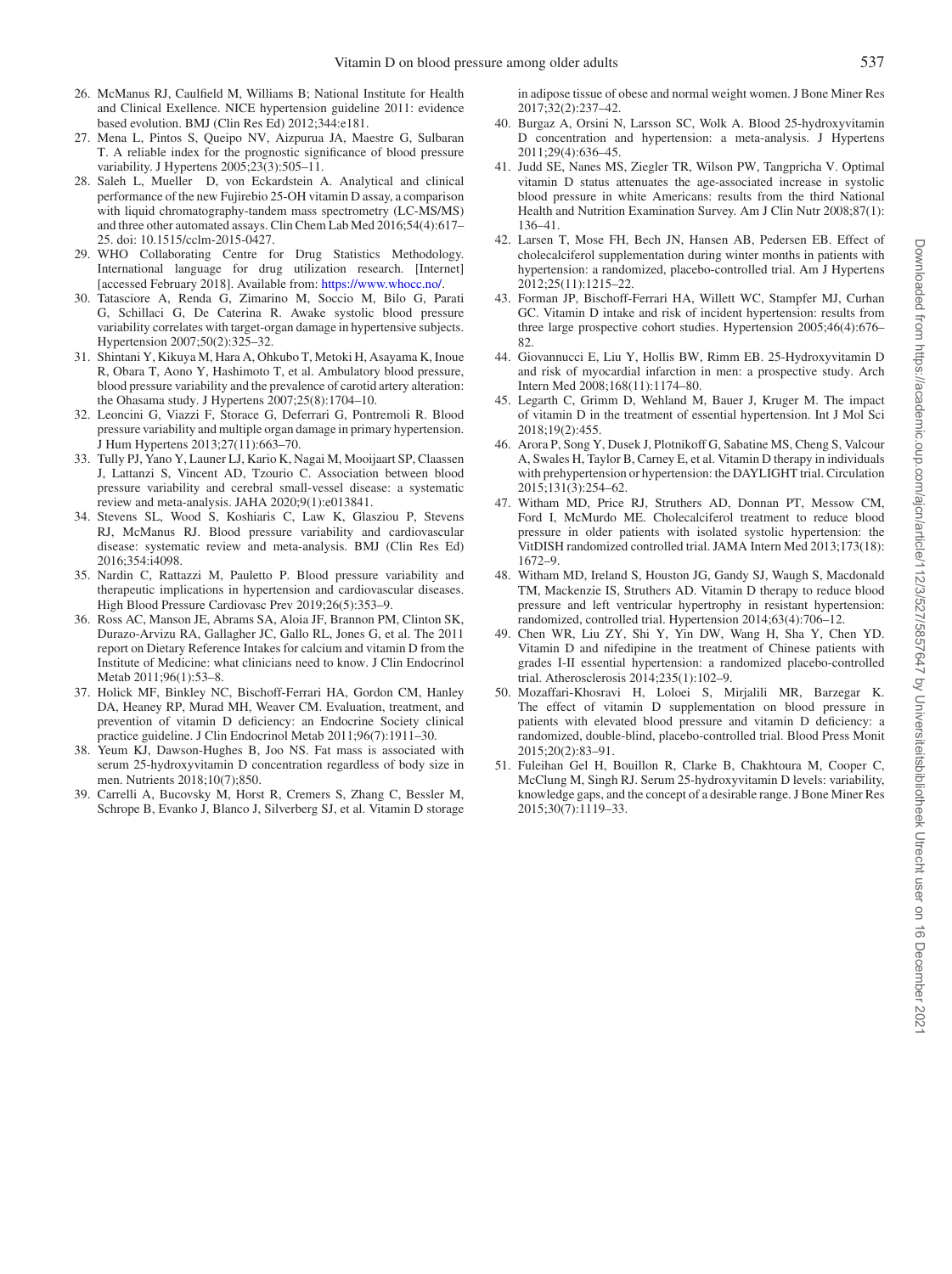26. McManus RJ, Caulfield M, Williams B; National Institute for Health and Clinical Exellence. NICE hypertension guideline 2011: evidence based evolution. BMJ (Clin Res Ed) 2012;344:e181.
27. Mena L, Pintos S, Queipo NV, Aizpurua JA, Maestre G, Sulbaran T. A reliable index for the prognostic significance of blood pressure variability. J Hypertens 2005;23(3):505–11.
28. Saleh L, Mueller D, von Eckardstein A. Analytical and clinical performance of the new Fujirebio 25-OH vitamin D assay, a comparison with liquid chromatography-tandem mass spectrometry (LC-MS/MS) and three other automated assays. Clin Chem Lab Med 2016;54(4):617–25. doi: 10.1515/cclm-2015-0427.
29. WHO Collaborating Centre for Drug Statistics Methodology. International language for drug utilization research. [Internet] [accessed February 2018]. Available from: https://www.whocc.no/.
30. Tatasciore A, Renda G, Zimarino M, Soccio M, Bilo G, Parati G, Schillaci G, De Caterina R. Awake systolic blood pressure variability correlates with target-organ damage in hypertensive subjects. Hypertension 2007;50(2):325–32.
31. Shintani Y, Kikuya M, Hara A, Ohkubo T, Metoki H, Asayama K, Inoue R, Obara T, Aono Y, Hashimoto T, et al. Ambulatory blood pressure, blood pressure variability and the prevalence of carotid artery alteration: the Ohasama study. J Hypertens 2007;25(8):1704–10.
32. Leoncini G, Viazzi F, Storace G, Deferrari G, Pontremoli R. Blood pressure variability and multiple organ damage in primary hypertension. J Hum Hypertens 2013;27(11):663–70.
33. Tully PJ, Yano Y, Launer LJ, Kario K, Nagai M, Mooijaart SP, Claassen J, Lattanzi S, Vincent AD, Tzourio C. Association between blood pressure variability and cerebral small-vessel disease: a systematic review and meta-analysis. JAHA 2020;9(1):e013841.
34. Stevens SL, Wood S, Koshiaris C, Law K, Glasziou P, Stevens RJ, McManus RJ. Blood pressure variability and cardiovascular disease: systematic review and meta-analysis. BMJ (Clin Res Ed) 2016;354:i4098.
35. Nardin C, Rattazzi M, Pauletto P. Blood pressure variability and therapeutic implications in hypertension and cardiovascular diseases. High Blood Pressure Cardiovasc Prev 2019;26(5):353–9.
36. Ross AC, Manson JE, Abrams SA, Aloia JF, Brannon PM, Clinton SK, Durazo-Arvizu RA, Gallagher JC, Gallo RL, Jones G, et al. The 2011 report on Dietary Reference Intakes for calcium and vitamin D from the Institute of Medicine: what clinicians need to know. J Clin Endocrinol Metab 2011;96(1):53–8.
37. Holick MF, Binkley NC, Bischoff-Ferrari HA, Gordon CM, Hanley DA, Heaney RP, Murad MH, Weaver CM. Evaluation, treatment, and prevention of vitamin D deficiency: an Endocrine Society clinical practice guideline. J Clin Endocrinol Metab 2011;96(7):1911–30.
38. Yeum KJ, Dawson-Hughes B, Joo NS. Fat mass is associated with serum 25-hydroxyvitamin D concentration regardless of body size in men. Nutrients 2018;10(7);850.
39. Carrelli A, Bucovsky M, Horst R, Cremers S, Zhang C, Bessler M, Schrope B, Evanko J, Blanco J, Silverberg SJ, et al. Vitamin D storage in adipose tissue of obese and normal weight women. J Bone Miner Res 2017;32(2):237–42.
40. Burgaz A, Orsini N, Larsson SC, Wolk A. Blood 25-hydroxyvitamin D concentration and hypertension: a meta-analysis. J Hypertens 2011;29(4):636–45.
41. Judd SE, Nanes MS, Ziegler TR, Wilson PW, Tangpricha V. Optimal vitamin D status attenuates the age-associated increase in systolic blood pressure in white Americans: results from the third National Health and Nutrition Examination Survey. Am J Clin Nutr 2008;87(1): 136–41.
42. Larsen T, Mose FH, Bech JN, Hansen AB, Pedersen EB. Effect of cholecalciferol supplementation during winter months in patients with hypertension: a randomized, placebo-controlled trial. Am J Hypertens 2012;25(11):1215–22.
43. Forman JP, Bischoff-Ferrari HA, Willett WC, Stampfer MJ, Curhan GC. Vitamin D intake and risk of incident hypertension: results from three large prospective cohort studies. Hypertension 2005;46(4):676–82.
44. Giovannucci E, Liu Y, Hollis BW, Rimm EB. 25-Hydroxyvitamin D and risk of myocardial infarction in men: a prospective study. Arch Intern Med 2008;168(11):1174–80.
45. Legarth C, Grimm D, Wehland M, Bauer J, Kruger M. The impact of vitamin D in the treatment of essential hypertension. Int J Mol Sci 2018;19(2):455.
46. Arora P, Song Y, Dusek J, Plotnikoff G, Sabatine MS, Cheng S, Valcour A, Swales H, Taylor B, Carney E, et al. Vitamin D therapy in individuals with prehypertension or hypertension: the DAYLIGHT trial. Circulation 2015;131(3):254–62.
47. Witham MD, Price RJ, Struthers AD, Donnan PT, Messow CM, Ford I, McMurdo ME. Cholecalciferol treatment to reduce blood pressure in older patients with isolated systolic hypertension: the VitDISH randomized controlled trial. JAMA Intern Med 2013;173(18): 1672–9.
48. Witham MD, Ireland S, Houston JG, Gandy SJ, Waugh S, Macdonald TM, Mackenzie IS, Struthers AD. Vitamin D therapy to reduce blood pressure and left ventricular hypertrophy in resistant hypertension: randomized, controlled trial. Hypertension 2014;63(4):706–12.
49. Chen WR, Liu ZY, Shi Y, Yin DW, Wang H, Sha Y, Chen YD. Vitamin D and nifedipine in the treatment of Chinese patients with grades I-II essential hypertension: a randomized placebo-controlled trial. Atherosclerosis 2014;235(1):102–9.
50. Mozaffari-Khosravi H, Loloei S, Mirjalili MR, Barzegar K. The effect of vitamin D supplementation on blood pressure in patients with elevated blood pressure and vitamin D deficiency: a randomized, double-blind, placebo-controlled trial. Blood Press Monit 2015;20(2):83–91.
51. Fuleihan Gel H, Bouillon R, Clarke B, Chakhtoura M, Cooper C, McClung M, Singh RJ. Serum 25-hydroxyvitamin D levels: variability, knowledge gaps, and the concept of a desirable range. J Bone Miner Res 2015;30(7):1119–33.